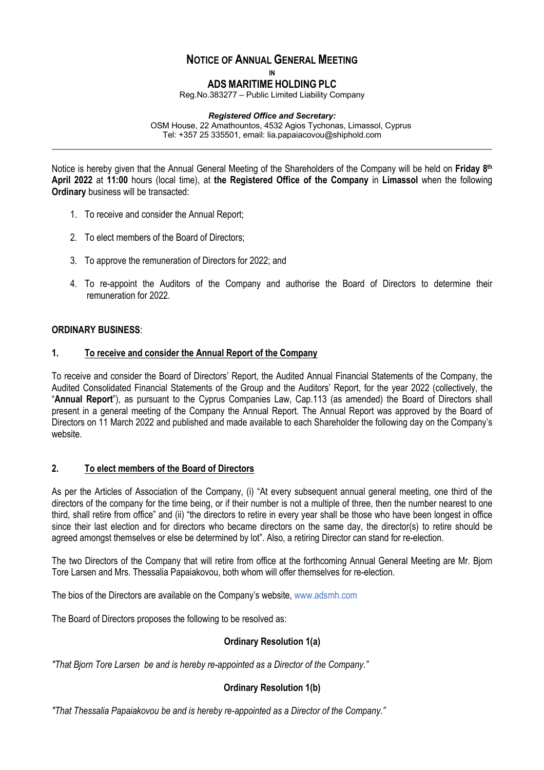# NOTICE OF ANNUAL GENERAL MEETING

IN

## ADS MARITIME HOLDING PLC

Reg.No.383277 – Public Limited Liability Company

***Registered Office and Secretary:***
OSM House, 22 Amathountos, 4532 Agios Tychonas, Limassol, Cyprus
Tel: +357 25 335501, email: lia.papaiacovou@shiphold.com

---

Notice is hereby given that the Annual General Meeting of the Shareholders of the Company will be held on **Friday 8th April 2022** at **11:00** hours (local time), at **the Registered Office of the Company** in **Limassol** when the following **Ordinary** business will be transacted:

1. To receive and consider the Annual Report;
2. To elect members of the Board of Directors;
3. To approve the remuneration of Directors for 2022; and
4. To re-appoint the Auditors of the Company and authorise the Board of Directors to determine their remuneration for 2022.

**ORDINARY BUSINESS**:

**1. To receive and consider the Annual Report of the Company**

To receive and consider the Board of Directors' Report, the Audited Annual Financial Statements of the Company, the Audited Consolidated Financial Statements of the Group and the Auditors' Report, for the year 2022 (collectively, the "**Annual Report**"), as pursuant to the Cyprus Companies Law, Cap.113 (as amended) the Board of Directors shall present in a general meeting of the Company the Annual Report. The Annual Report was approved by the Board of Directors on 11 March 2022 and published and made available to each Shareholder the following day on the Company's website.

**2. To elect members of the Board of Directors**

As per the Articles of Association of the Company, (i) "At every subsequent annual general meeting, one third of the directors of the company for the time being, or if their number is not a multiple of three, then the number nearest to one third, shall retire from office" and (ii) "the directors to retire in every year shall be those who have been longest in office since their last election and for directors who became directors on the same day, the director(s) to retire should be agreed amongst themselves or else be determined by lot". Also, a retiring Director can stand for re-election.

The two Directors of the Company that will retire from office at the forthcoming Annual General Meeting are Mr. Bjorn Tore Larsen and Mrs. Thessalia Papaiakovou, both whom will offer themselves for re-election.

The bios of the Directors are available on the Company's website, www.adsmh.com

The Board of Directors proposes the following to be resolved as:

**Ordinary Resolution 1(a)**

*"That Bjorn Tore Larsen be and is hereby re-appointed as a Director of the Company."*

**Ordinary Resolution 1(b)**

*"That Thessalia Papaiakovou be and is hereby re-appointed as a Director of the Company."*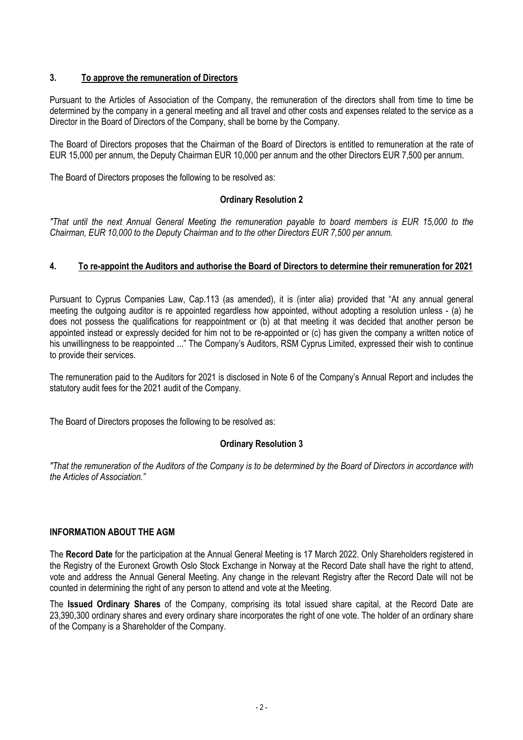## 3. To approve the remuneration of Directors

Pursuant to the Articles of Association of the Company, the remuneration of the directors shall from time to time be determined by the company in a general meeting and all travel and other costs and expenses related to the service as a Director in the Board of Directors of the Company, shall be borne by the Company.

The Board of Directors proposes that the Chairman of the Board of Directors is entitled to remuneration at the rate of EUR 15,000 per annum, the Deputy Chairman EUR 10,000 per annum and the other Directors EUR 7,500 per annum.

The Board of Directors proposes the following to be resolved as:

**Ordinary Resolution 2**

*"That until the next Annual General Meeting the remuneration payable to board members is EUR 15,000 to the Chairman, EUR 10,000 to the Deputy Chairman and to the other Directors EUR 7,500 per annum.*

## 4. To re-appoint the Auditors and authorise the Board of Directors to determine their remuneration for 2021

Pursuant to Cyprus Companies Law, Cap.113 (as amended), it is (inter alia) provided that "At any annual general meeting the outgoing auditor is re appointed regardless how appointed, without adopting a resolution unless - (a) he does not possess the qualifications for reappointment or (b) at that meeting it was decided that another person be appointed instead or expressly decided for him not to be re-appointed or (c) has given the company a written notice of his unwillingness to be reappointed ..." The Company's Auditors, RSM Cyprus Limited, expressed their wish to continue to provide their services.

The remuneration paid to the Auditors for 2021 is disclosed in Note 6 of the Company's Annual Report and includes the statutory audit fees for the 2021 audit of the Company.

The Board of Directors proposes the following to be resolved as:

**Ordinary Resolution 3**

*"That the remuneration of the Auditors of the Company is to be determined by the Board of Directors in accordance with the Articles of Association."*

## INFORMATION ABOUT THE AGM

The **Record Date** for the participation at the Annual General Meeting is 17 March 2022. Only Shareholders registered in the Registry of the Euronext Growth Oslo Stock Exchange in Norway at the Record Date shall have the right to attend, vote and address the Annual General Meeting. Any change in the relevant Registry after the Record Date will not be counted in determining the right of any person to attend and vote at the Meeting.

The **Issued Ordinary Shares** of the Company, comprising its total issued share capital, at the Record Date are 23,390,300 ordinary shares and every ordinary share incorporates the right of one vote. The holder of an ordinary share of the Company is a Shareholder of the Company.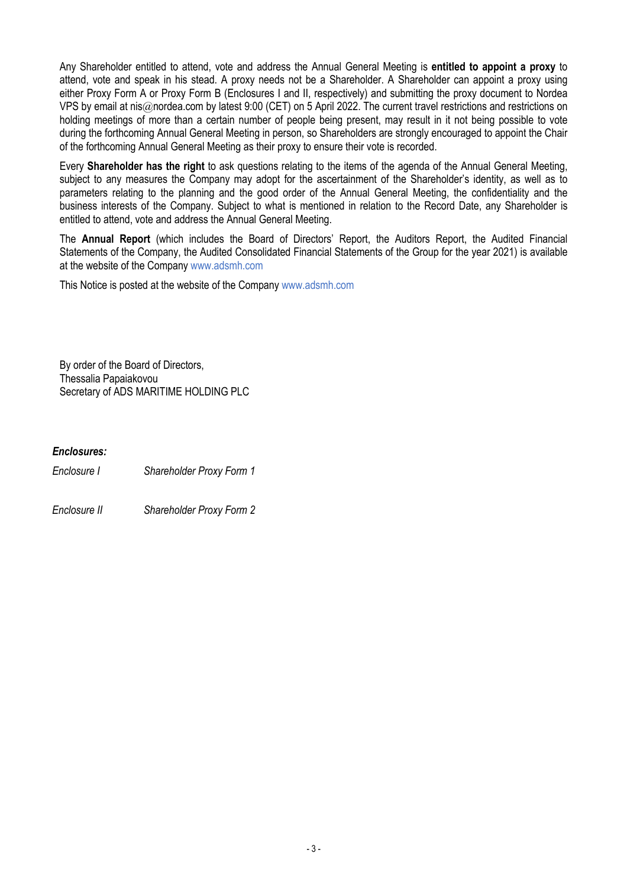Any Shareholder entitled to attend, vote and address the Annual General Meeting is **entitled to appoint a proxy** to attend, vote and speak in his stead. A proxy needs not be a Shareholder. A Shareholder can appoint a proxy using either Proxy Form A or Proxy Form B (Enclosures I and II, respectively) and submitting the proxy document to Nordea VPS by email at nis@nordea.com by latest 9:00 (CET) on 5 April 2022. The current travel restrictions and restrictions on holding meetings of more than a certain number of people being present, may result in it not being possible to vote during the forthcoming Annual General Meeting in person, so Shareholders are strongly encouraged to appoint the Chair of the forthcoming Annual General Meeting as their proxy to ensure their vote is recorded.

Every **Shareholder has the right** to ask questions relating to the items of the agenda of the Annual General Meeting, subject to any measures the Company may adopt for the ascertainment of the Shareholder's identity, as well as to parameters relating to the planning and the good order of the Annual General Meeting, the confidentiality and the business interests of the Company. Subject to what is mentioned in relation to the Record Date, any Shareholder is entitled to attend, vote and address the Annual General Meeting.

The **Annual Report** (which includes the Board of Directors' Report, the Auditors Report, the Audited Financial Statements of the Company, the Audited Consolidated Financial Statements of the Group for the year 2021) is available at the website of the Company www.adsmh.com

This Notice is posted at the website of the Company www.adsmh.com

By order of the Board of Directors,
Thessalia Papaiakovou
Secretary of ADS MARITIME HOLDING PLC

***Enclosures:***

*Enclosure I* *Shareholder Proxy Form 1*

*Enclosure II* *Shareholder Proxy Form 2*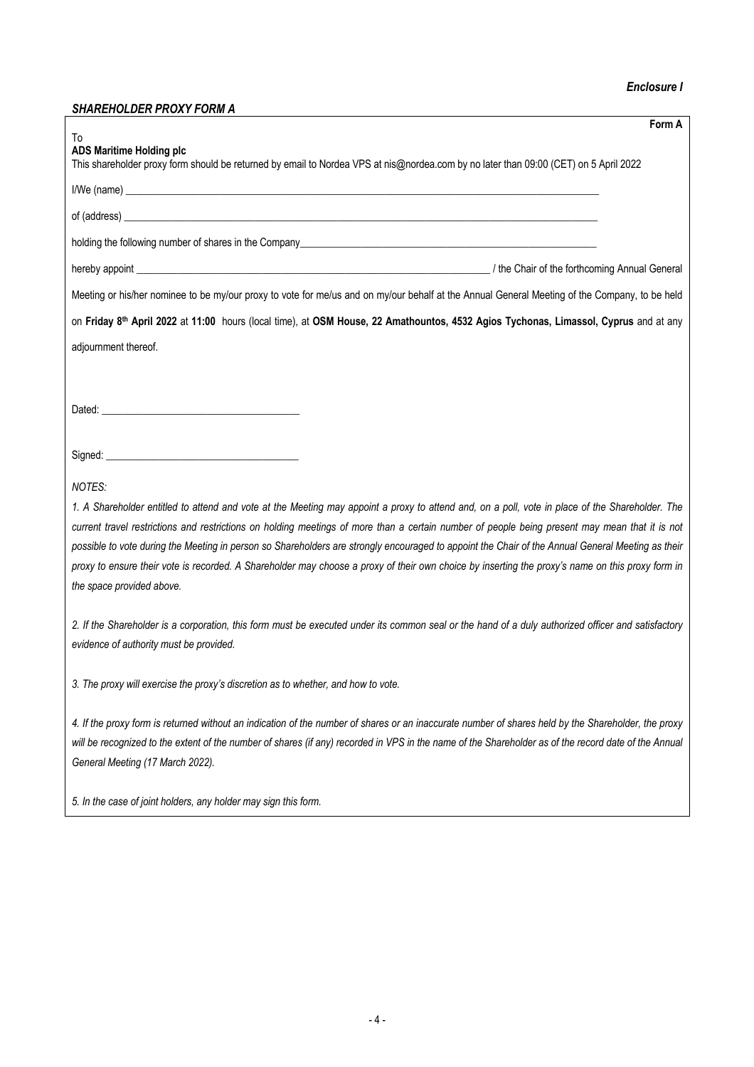*Enclosure I*

***SHAREHOLDER PROXY FORM A***

**Form A**

To
**ADS Maritime Holding plc**
This shareholder proxy form should be returned by email to Nordea VPS at nis@nordea.com by no later than 09:00 (CET) on 5 April 2022

I/We (name) ______________________________________________________________________________________

of (address) ______________________________________________________________________________________

holding the following number of shares in the Company______________________________________________________

hereby appoint _____________________________________________________________ / the Chair of the forthcoming Annual General Meeting or his/her nominee to be my/our proxy to vote for me/us and on my/our behalf at the Annual General Meeting of the Company, to be held on **Friday 8th April 2022** at **11:00** hours (local time), at **OSM House, 22 Amathountos, 4532 Agios Tychonas, Limassol, Cyprus** and at any adjournment thereof.

Dated: ____________________________________

Signed: ___________________________________

*NOTES:*

*1. A Shareholder entitled to attend and vote at the Meeting may appoint a proxy to attend and, on a poll, vote in place of the Shareholder. The current travel restrictions and restrictions on holding meetings of more than a certain number of people being present may mean that it is not possible to vote during the Meeting in person so Shareholders are strongly encouraged to appoint the Chair of the Annual General Meeting as their proxy to ensure their vote is recorded. A Shareholder may choose a proxy of their own choice by inserting the proxy's name on this proxy form in the space provided above.*

*2. If the Shareholder is a corporation, this form must be executed under its common seal or the hand of a duly authorized officer and satisfactory evidence of authority must be provided.*

*3. The proxy will exercise the proxy's discretion as to whether, and how to vote.*

*4. If the proxy form is returned without an indication of the number of shares or an inaccurate number of shares held by the Shareholder, the proxy will be recognized to the extent of the number of shares (if any) recorded in VPS in the name of the Shareholder as of the record date of the Annual General Meeting (17 March 2022).*

*5. In the case of joint holders, any holder may sign this form.*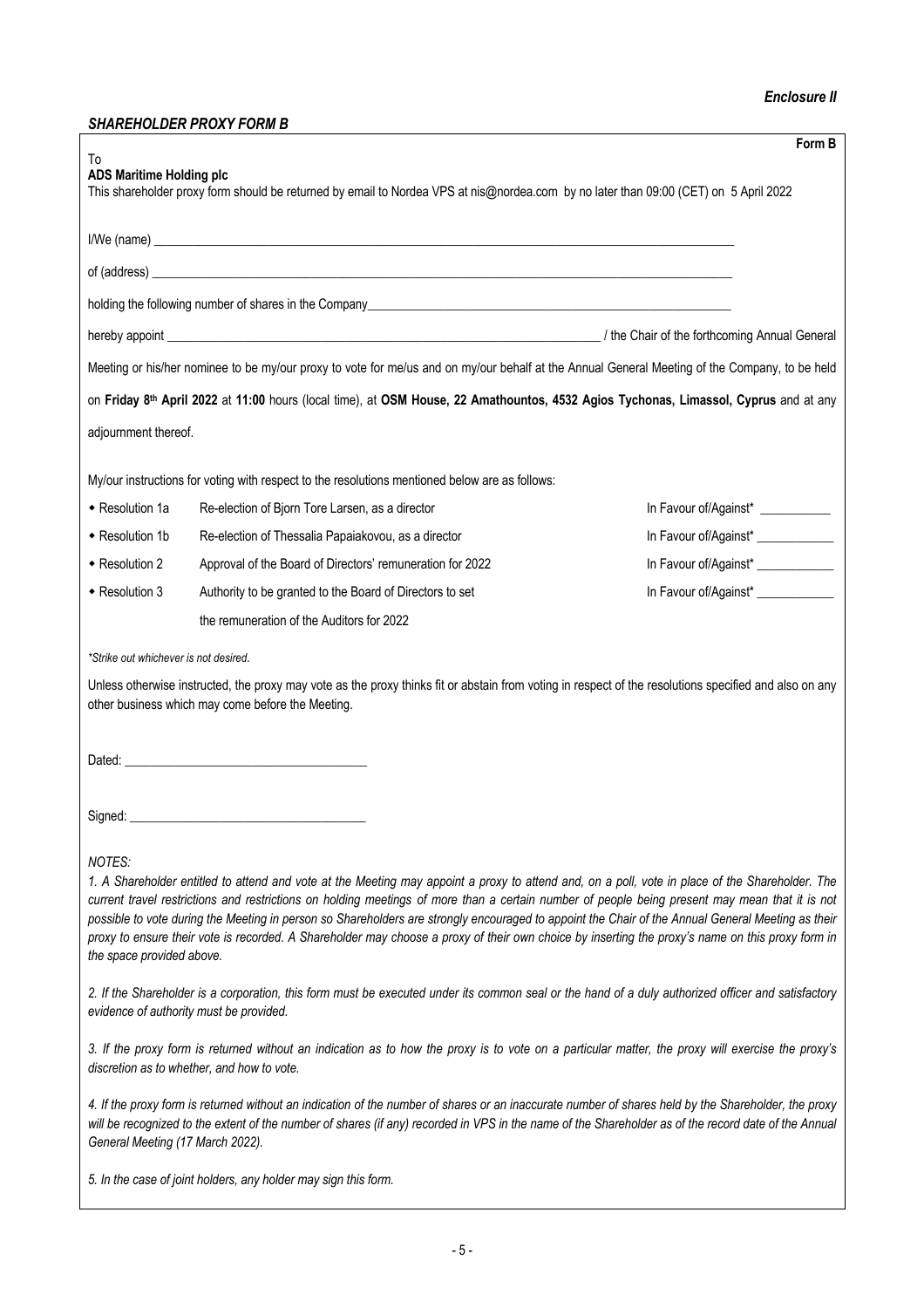*Enclosure II*

***SHAREHOLDER PROXY FORM B***

**Form B**

To
**ADS Maritime Holding plc**
This shareholder proxy form should be returned by email to Nordea VPS at nis@nordea.com by no later than 09:00 (CET) on 5 April 2022

I/We (name) ______________________________________________________________________________

of (address) ______________________________________________________________________________

holding the following number of shares in the Company____________________________________________

hereby appoint ____________________________________________ / the Chair of the forthcoming Annual General Meeting or his/her nominee to be my/our proxy to vote for me/us and on my/our behalf at the Annual General Meeting of the Company, to be held on **Friday 8th April 2022** at **11:00** hours (local time), at **OSM House, 22 Amathountos, 4532 Agios Tychonas, Limassol, Cyprus** and at any adjournment thereof.

My/our instructions for voting with respect to the resolutions mentioned below are as follows:

| | | |
|---|---|---|
| • Resolution 1a | Re-election of Bjorn Tore Larsen, as a director | In Favour of/Against* ___________ |
| • Resolution 1b | Re-election of Thessalia Papaiakovou, as a director | In Favour of/Against* ____________ |
| • Resolution 2 | Approval of the Board of Directors' remuneration for 2022 | In Favour of/Against* ____________ |
| • Resolution 3 | Authority to be granted to the Board of Directors to set the remuneration of the Auditors for 2022 | In Favour of/Against* ____________ |

*\*Strike out whichever is not desired.*

Unless otherwise instructed, the proxy may vote as the proxy thinks fit or abstain from voting in respect of the resolutions specified and also on any other business which may come before the Meeting.

Dated: _____________________________________

Signed: _____________________________________

*NOTES:*

*1. A Shareholder entitled to attend and vote at the Meeting may appoint a proxy to attend and, on a poll, vote in place of the Shareholder. The current travel restrictions and restrictions on holding meetings of more than a certain number of people being present may mean that it is not possible to vote during the Meeting in person so Shareholders are strongly encouraged to appoint the Chair of the Annual General Meeting as their proxy to ensure their vote is recorded. A Shareholder may choose a proxy of their own choice by inserting the proxy's name on this proxy form in the space provided above.*

*2. If the Shareholder is a corporation, this form must be executed under its common seal or the hand of a duly authorized officer and satisfactory evidence of authority must be provided.*

*3. If the proxy form is returned without an indication as to how the proxy is to vote on a particular matter, the proxy will exercise the proxy's discretion as to whether, and how to vote.*

*4. If the proxy form is returned without an indication of the number of shares or an inaccurate number of shares held by the Shareholder, the proxy will be recognized to the extent of the number of shares (if any) recorded in VPS in the name of the Shareholder as of the record date of the Annual General Meeting (17 March 2022).*

*5. In the case of joint holders, any holder may sign this form.*